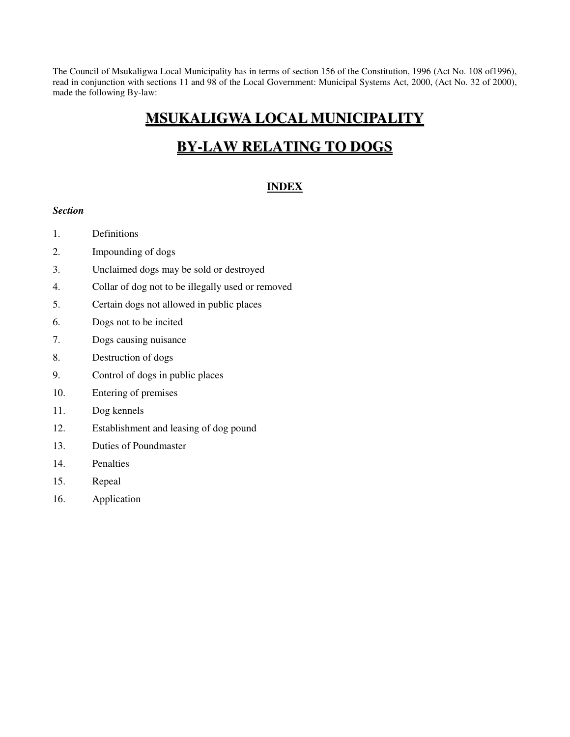The Council of Msukaligwa Local Municipality has in terms of section 156 of the Constitution, 1996 (Act No. 108 of1996), read in conjunction with sections 11 and 98 of the Local Government: Municipal Systems Act, 2000, (Act No. 32 of 2000), made the following By-law:

# MSUKALIGWA LOCAL MUNICIPALITY

# BY-LAW RELATING TO DOGS

## INDEX

***Section***

1. Definitions
2. Impounding of dogs
3. Unclaimed dogs may be sold or destroyed
4. Collar of dog not to be illegally used or removed
5. Certain dogs not allowed in public places
6. Dogs not to be incited
7. Dogs causing nuisance
8. Destruction of dogs
9. Control of dogs in public places
10. Entering of premises
11. Dog kennels
12. Establishment and leasing of dog pound
13. Duties of Poundmaster
14. Penalties
15. Repeal
16. Application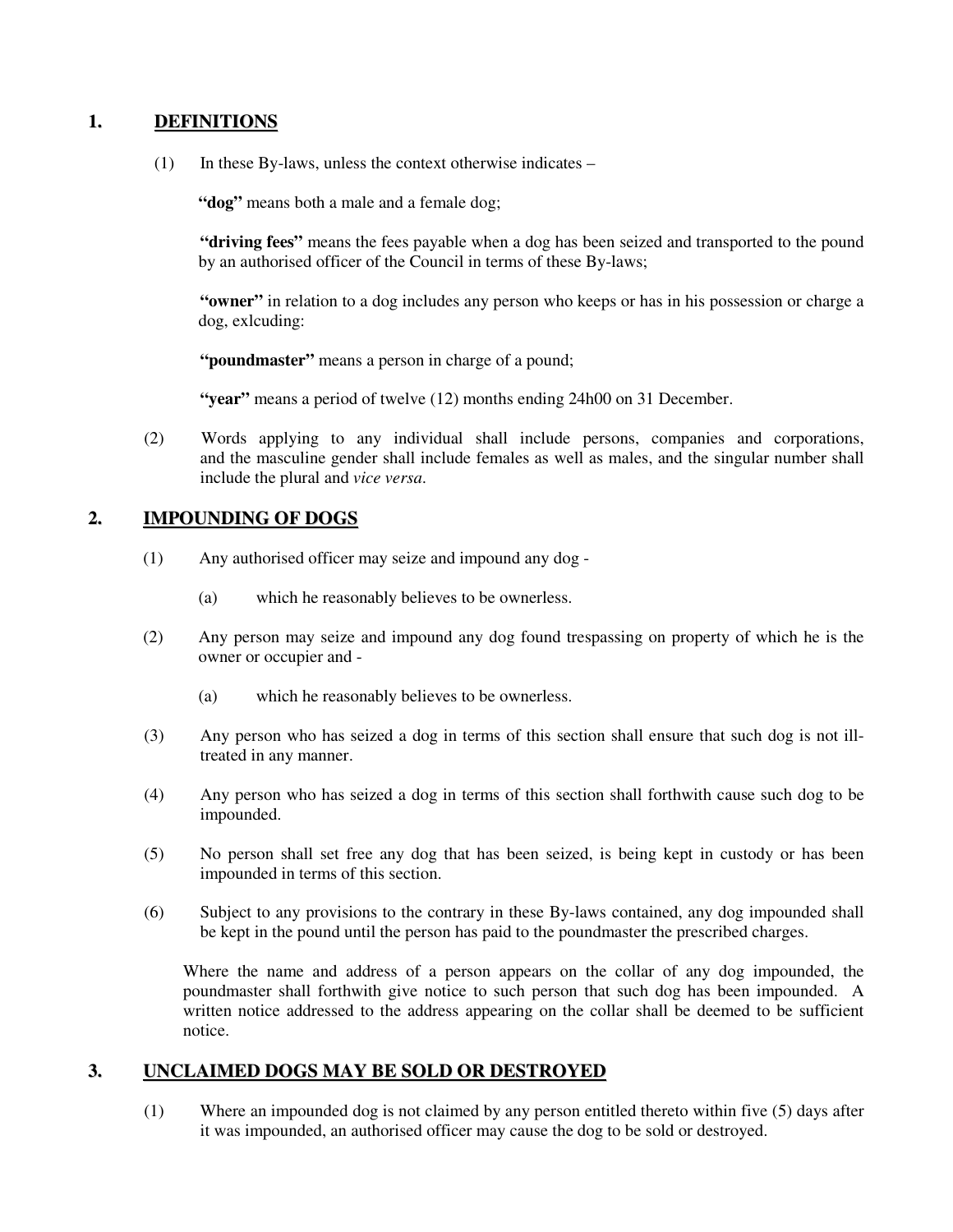## 1. DEFINITIONS

(1) In these By-laws, unless the context otherwise indicates –

**"dog"** means both a male and a female dog;

**"driving fees"** means the fees payable when a dog has been seized and transported to the pound by an authorised officer of the Council in terms of these By-laws;

**"owner"** in relation to a dog includes any person who keeps or has in his possession or charge a dog, exlcuding:

**"poundmaster"** means a person in charge of a pound;

**"year"** means a period of twelve (12) months ending 24h00 on 31 December.

(2) Words applying to any individual shall include persons, companies and corporations, and the masculine gender shall include females as well as males, and the singular number shall include the plural and *vice versa*.

## 2. IMPOUNDING OF DOGS

(1) Any authorised officer may seize and impound any dog -

(a) which he reasonably believes to be ownerless.

(2) Any person may seize and impound any dog found trespassing on property of which he is the owner or occupier and -

(a) which he reasonably believes to be ownerless.

(3) Any person who has seized a dog in terms of this section shall ensure that such dog is not ill-treated in any manner.

(4) Any person who has seized a dog in terms of this section shall forthwith cause such dog to be impounded.

(5) No person shall set free any dog that has been seized, is being kept in custody or has been impounded in terms of this section.

(6) Subject to any provisions to the contrary in these By-laws contained, any dog impounded shall be kept in the pound until the person has paid to the poundmaster the prescribed charges.

Where the name and address of a person appears on the collar of any dog impounded, the poundmaster shall forthwith give notice to such person that such dog has been impounded. A written notice addressed to the address appearing on the collar shall be deemed to be sufficient notice.

## 3. UNCLAIMED DOGS MAY BE SOLD OR DESTROYED

(1) Where an impounded dog is not claimed by any person entitled thereto within five (5) days after it was impounded, an authorised officer may cause the dog to be sold or destroyed.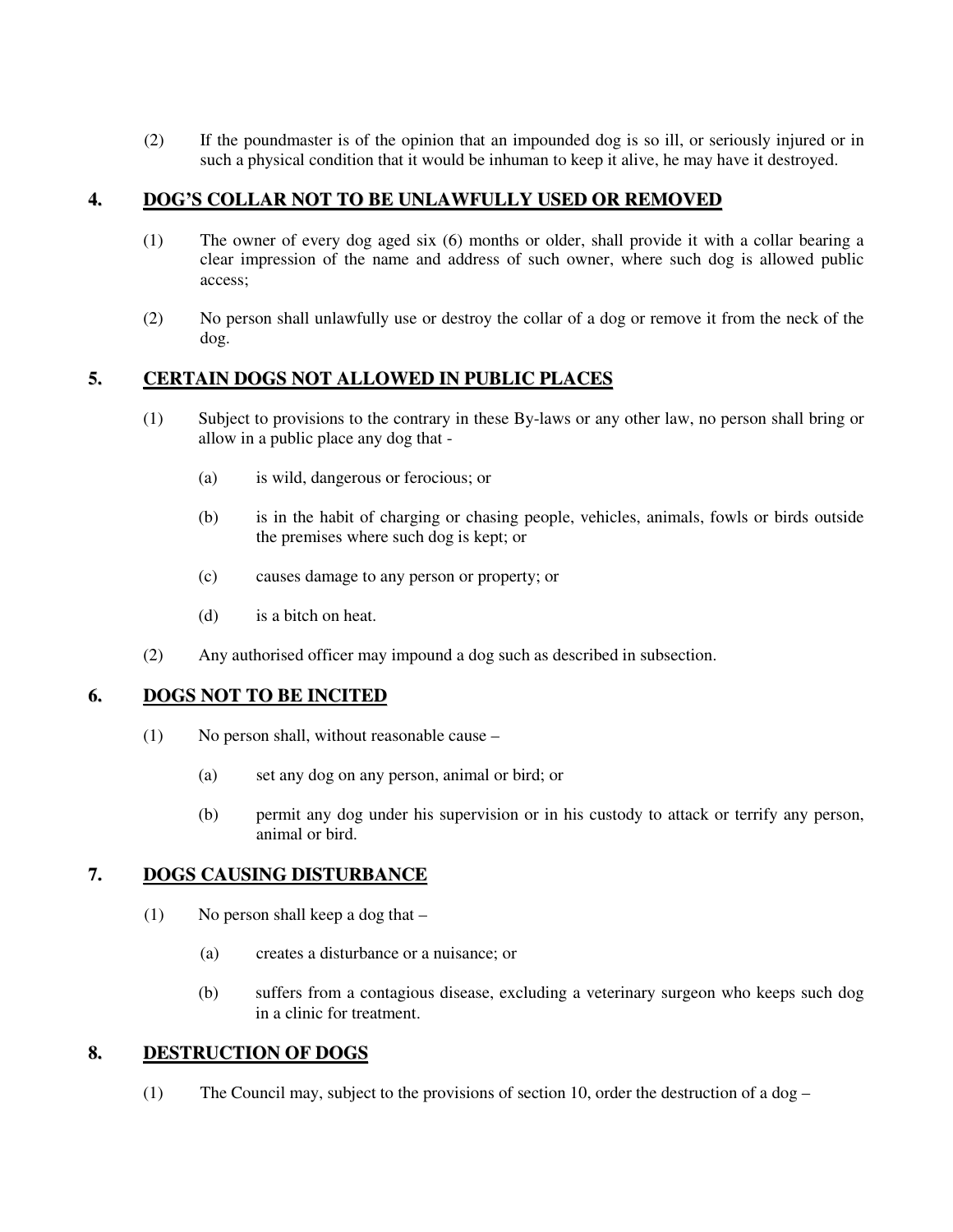(2) If the poundmaster is of the opinion that an impounded dog is so ill, or seriously injured or in such a physical condition that it would be inhuman to keep it alive, he may have it destroyed.

## 4. DOG'S COLLAR NOT TO BE UNLAWFULLY USED OR REMOVED

(1) The owner of every dog aged six (6) months or older, shall provide it with a collar bearing a clear impression of the name and address of such owner, where such dog is allowed public access;

(2) No person shall unlawfully use or destroy the collar of a dog or remove it from the neck of the dog.

## 5. CERTAIN DOGS NOT ALLOWED IN PUBLIC PLACES

(1) Subject to provisions to the contrary in these By-laws or any other law, no person shall bring or allow in a public place any dog that -

- (a) is wild, dangerous or ferocious; or
- (b) is in the habit of charging or chasing people, vehicles, animals, fowls or birds outside the premises where such dog is kept; or
- (c) causes damage to any person or property; or
- (d) is a bitch on heat.

(2) Any authorised officer may impound a dog such as described in subsection.

## 6. DOGS NOT TO BE INCITED

(1) No person shall, without reasonable cause –

- (a) set any dog on any person, animal or bird; or
- (b) permit any dog under his supervision or in his custody to attack or terrify any person, animal or bird.

## 7. DOGS CAUSING DISTURBANCE

(1) No person shall keep a dog that –

- (a) creates a disturbance or a nuisance; or
- (b) suffers from a contagious disease, excluding a veterinary surgeon who keeps such dog in a clinic for treatment.

## 8. DESTRUCTION OF DOGS

(1) The Council may, subject to the provisions of section 10, order the destruction of a dog –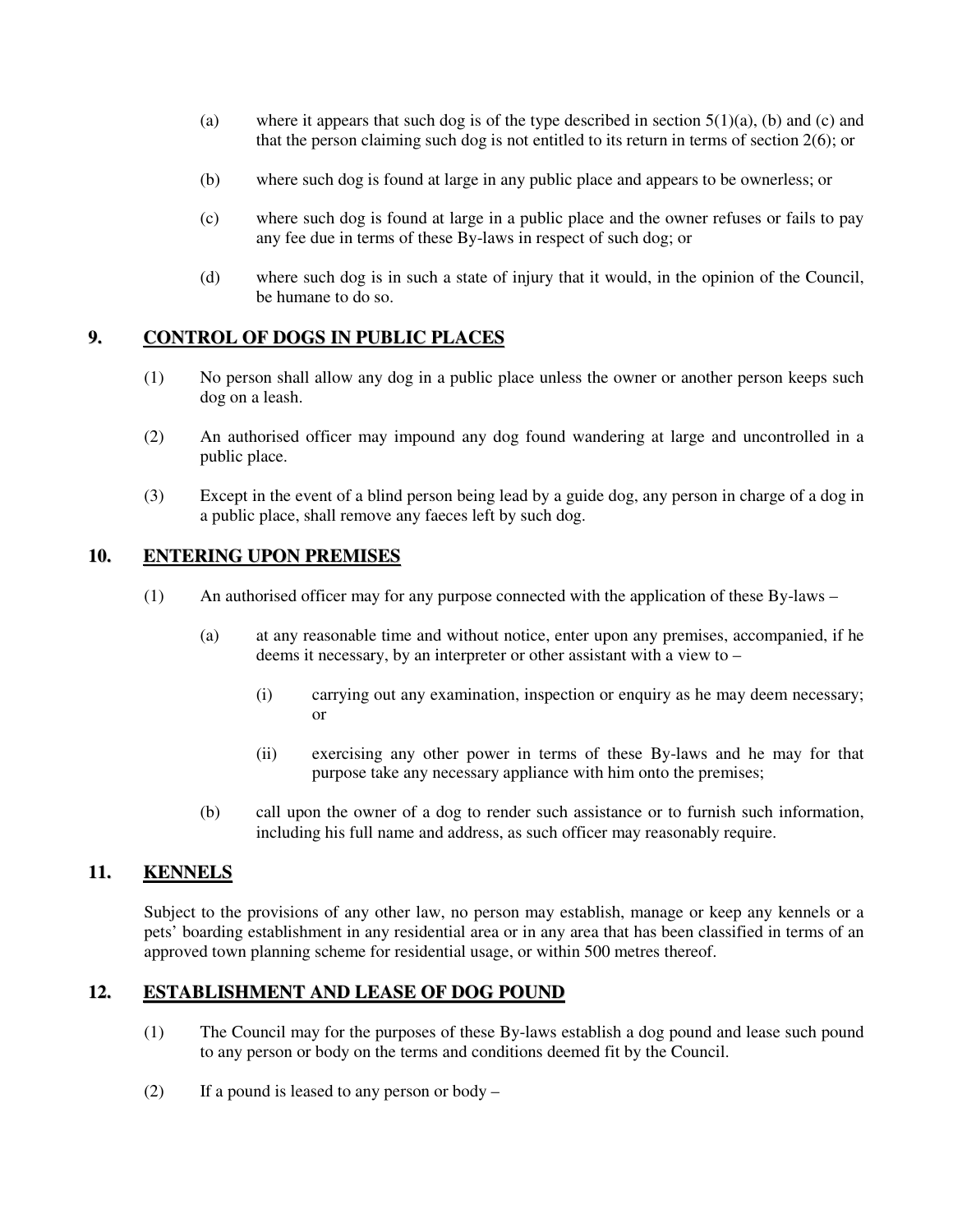(a) where it appears that such dog is of the type described in section 5(1)(a), (b) and (c) and that the person claiming such dog is not entitled to its return in terms of section 2(6); or

(b) where such dog is found at large in any public place and appears to be ownerless; or

(c) where such dog is found at large in a public place and the owner refuses or fails to pay any fee due in terms of these By-laws in respect of such dog; or

(d) where such dog is in such a state of injury that it would, in the opinion of the Council, be humane to do so.

## 9. CONTROL OF DOGS IN PUBLIC PLACES

(1) No person shall allow any dog in a public place unless the owner or another person keeps such dog on a leash.

(2) An authorised officer may impound any dog found wandering at large and uncontrolled in a public place.

(3) Except in the event of a blind person being lead by a guide dog, any person in charge of a dog in a public place, shall remove any faeces left by such dog.

## 10. ENTERING UPON PREMISES

(1) An authorised officer may for any purpose connected with the application of these By-laws –

(a) at any reasonable time and without notice, enter upon any premises, accompanied, if he deems it necessary, by an interpreter or other assistant with a view to –

(i) carrying out any examination, inspection or enquiry as he may deem necessary; or

(ii) exercising any other power in terms of these By-laws and he may for that purpose take any necessary appliance with him onto the premises;

(b) call upon the owner of a dog to render such assistance or to furnish such information, including his full name and address, as such officer may reasonably require.

## 11. KENNELS

Subject to the provisions of any other law, no person may establish, manage or keep any kennels or a pets' boarding establishment in any residential area or in any area that has been classified in terms of an approved town planning scheme for residential usage, or within 500 metres thereof.

## 12. ESTABLISHMENT AND LEASE OF DOG POUND

(1) The Council may for the purposes of these By-laws establish a dog pound and lease such pound to any person or body on the terms and conditions deemed fit by the Council.

(2) If a pound is leased to any person or body –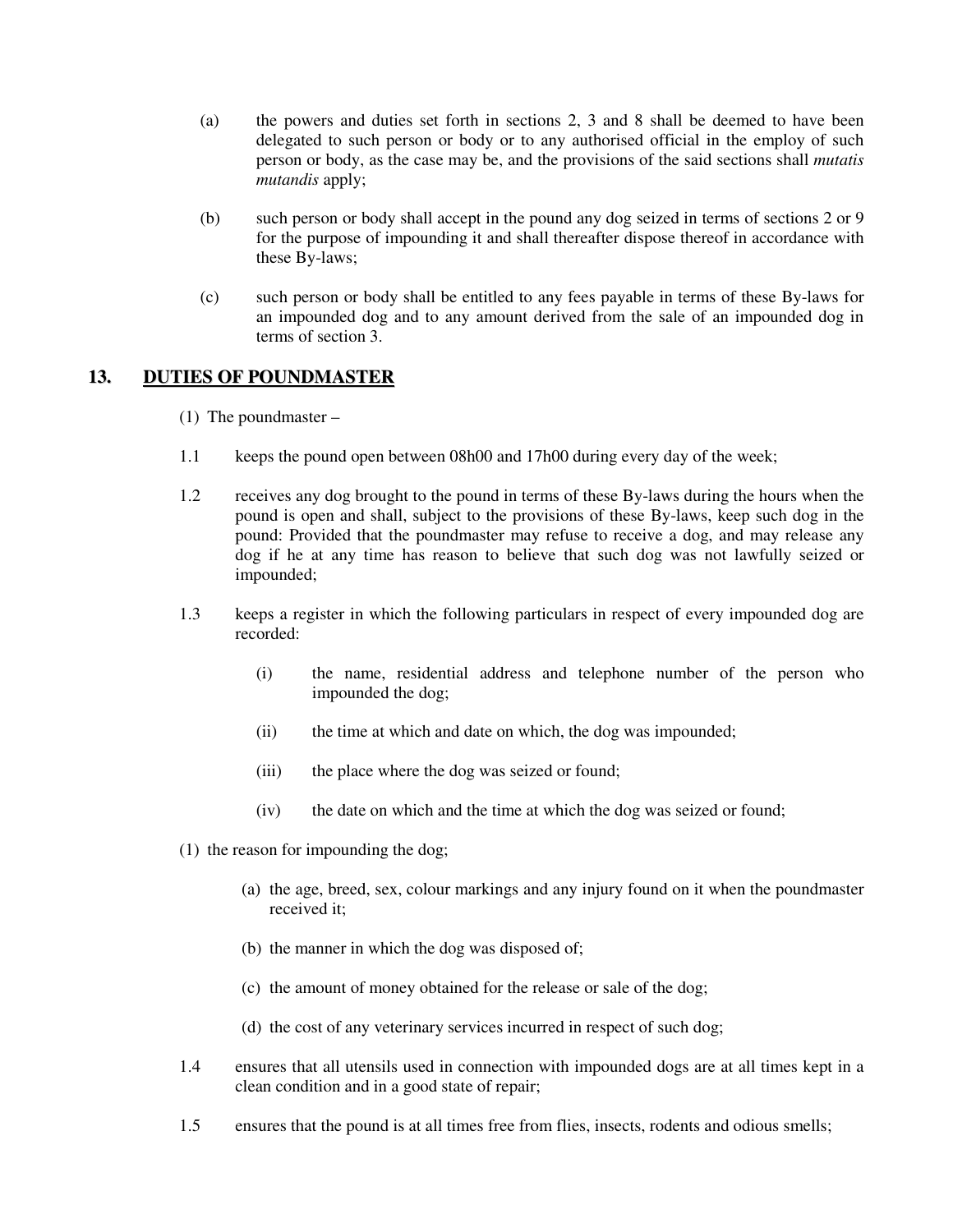(a) the powers and duties set forth in sections 2, 3 and 8 shall be deemed to have been delegated to such person or body or to any authorised official in the employ of such person or body, as the case may be, and the provisions of the said sections shall *mutatis mutandis* apply;

(b) such person or body shall accept in the pound any dog seized in terms of sections 2 or 9 for the purpose of impounding it and shall thereafter dispose thereof in accordance with these By-laws;

(c) such person or body shall be entitled to any fees payable in terms of these By-laws for an impounded dog and to any amount derived from the sale of an impounded dog in terms of section 3.

## 13. DUTIES OF POUNDMASTER

(1) The poundmaster –

1.1 keeps the pound open between 08h00 and 17h00 during every day of the week;

1.2 receives any dog brought to the pound in terms of these By-laws during the hours when the pound is open and shall, subject to the provisions of these By-laws, keep such dog in the pound: Provided that the poundmaster may refuse to receive a dog, and may release any dog if he at any time has reason to believe that such dog was not lawfully seized or impounded;

1.3 keeps a register in which the following particulars in respect of every impounded dog are recorded:

(i) the name, residential address and telephone number of the person who impounded the dog;

(ii) the time at which and date on which, the dog was impounded;

(iii) the place where the dog was seized or found;

(iv) the date on which and the time at which the dog was seized or found;

(1) the reason for impounding the dog;

(a) the age, breed, sex, colour markings and any injury found on it when the poundmaster received it;

(b) the manner in which the dog was disposed of;

(c) the amount of money obtained for the release or sale of the dog;

(d) the cost of any veterinary services incurred in respect of such dog;

1.4 ensures that all utensils used in connection with impounded dogs are at all times kept in a clean condition and in a good state of repair;

1.5 ensures that the pound is at all times free from flies, insects, rodents and odious smells;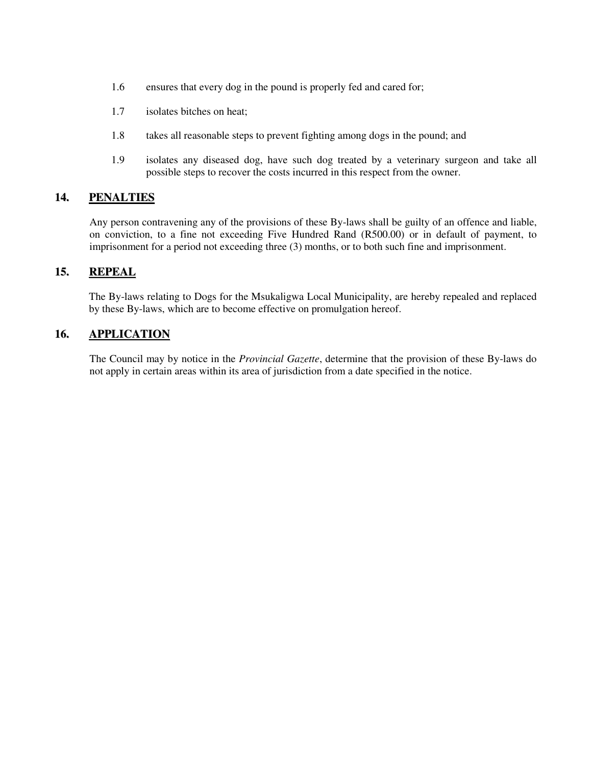1.6 ensures that every dog in the pound is properly fed and cared for;

1.7 isolates bitches on heat;

1.8 takes all reasonable steps to prevent fighting among dogs in the pound; and

1.9 isolates any diseased dog, have such dog treated by a veterinary surgeon and take all possible steps to recover the costs incurred in this respect from the owner.

## 14. PENALTIES

Any person contravening any of the provisions of these By-laws shall be guilty of an offence and liable, on conviction, to a fine not exceeding Five Hundred Rand (R500.00) or in default of payment, to imprisonment for a period not exceeding three (3) months, or to both such fine and imprisonment.

## 15. REPEAL

The By-laws relating to Dogs for the Msukaligwa Local Municipality, are hereby repealed and replaced by these By-laws, which are to become effective on promulgation hereof.

## 16. APPLICATION

The Council may by notice in the *Provincial Gazette*, determine that the provision of these By-laws do not apply in certain areas within its area of jurisdiction from a date specified in the notice.